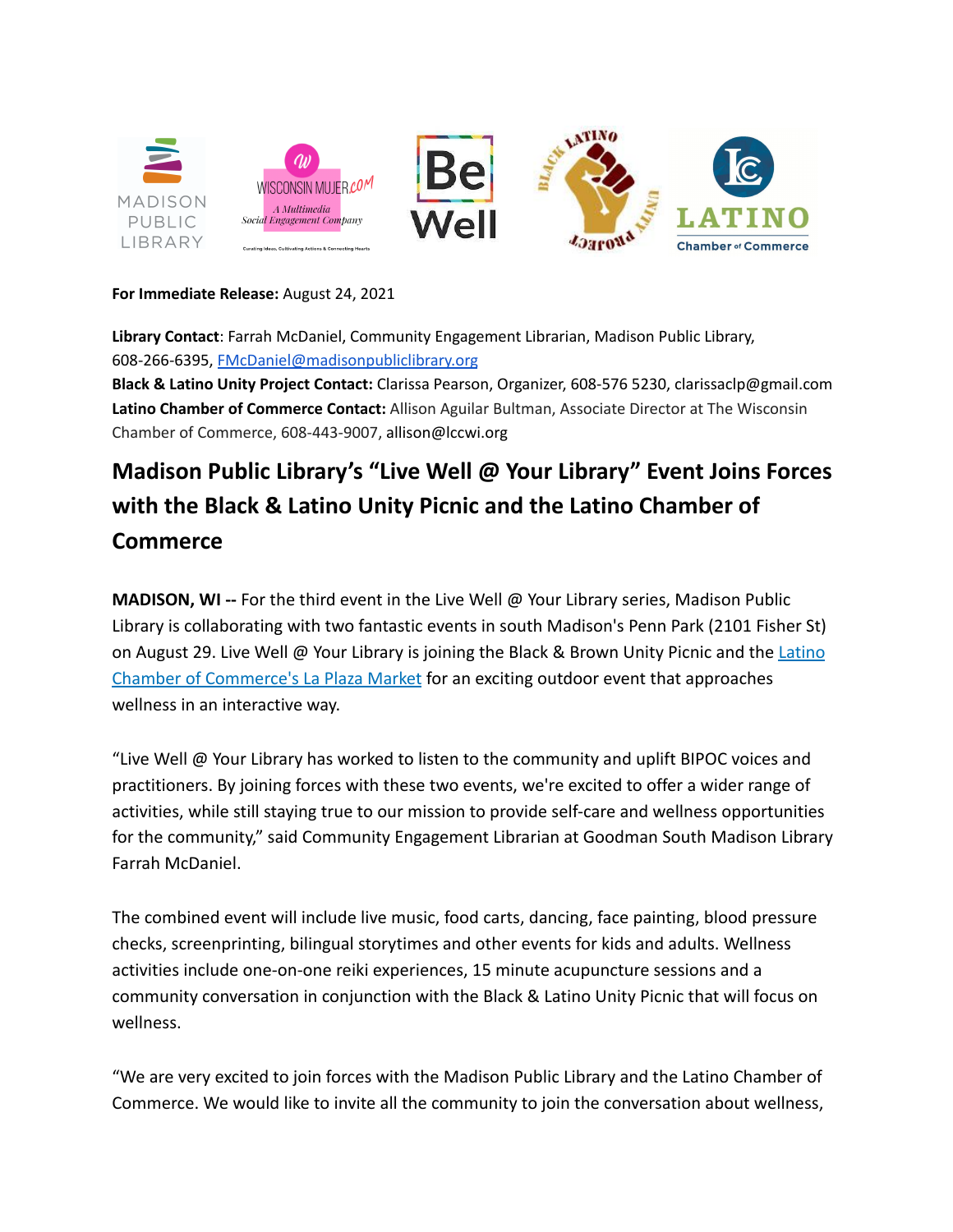**For Immediate Release:** August 24, 2021

**Library Contact**: Farrah McDaniel, Community Engagement Librarian, Madison Public Library, 608-266-6395, FMcDaniel@madisonpubliclibrary.org
**Black & Latino Unity Project Contact:** Clarissa Pearson, Organizer, 608-576 5230, clarissaclp@gmail.com
**Latino Chamber of Commerce Contact:** Allison Aguilar Bultman, Associate Director at The Wisconsin Chamber of Commerce, 608-443-9007, allison@lccwi.org

# Madison Public Library's "Live Well @ Your Library" Event Joins Forces with the Black & Latino Unity Picnic and the Latino Chamber of Commerce

**MADISON, WI --** For the third event in the Live Well @ Your Library series, Madison Public Library is collaborating with two fantastic events in south Madison's Penn Park (2101 Fisher St) on August 29. Live Well @ Your Library is joining the Black & Brown Unity Picnic and the Latino Chamber of Commerce's La Plaza Market for an exciting outdoor event that approaches wellness in an interactive way.

"Live Well @ Your Library has worked to listen to the community and uplift BIPOC voices and practitioners. By joining forces with these two events, we're excited to offer a wider range of activities, while still staying true to our mission to provide self-care and wellness opportunities for the community," said Community Engagement Librarian at Goodman South Madison Library Farrah McDaniel.

The combined event will include live music, food carts, dancing, face painting, blood pressure checks, screenprinting, bilingual storytimes and other events for kids and adults. Wellness activities include one-on-one reiki experiences, 15 minute acupuncture sessions and a community conversation in conjunction with the Black & Latino Unity Picnic that will focus on wellness.

"We are very excited to join forces with the Madison Public Library and the Latino Chamber of Commerce. We would like to invite all the community to join the conversation about wellness,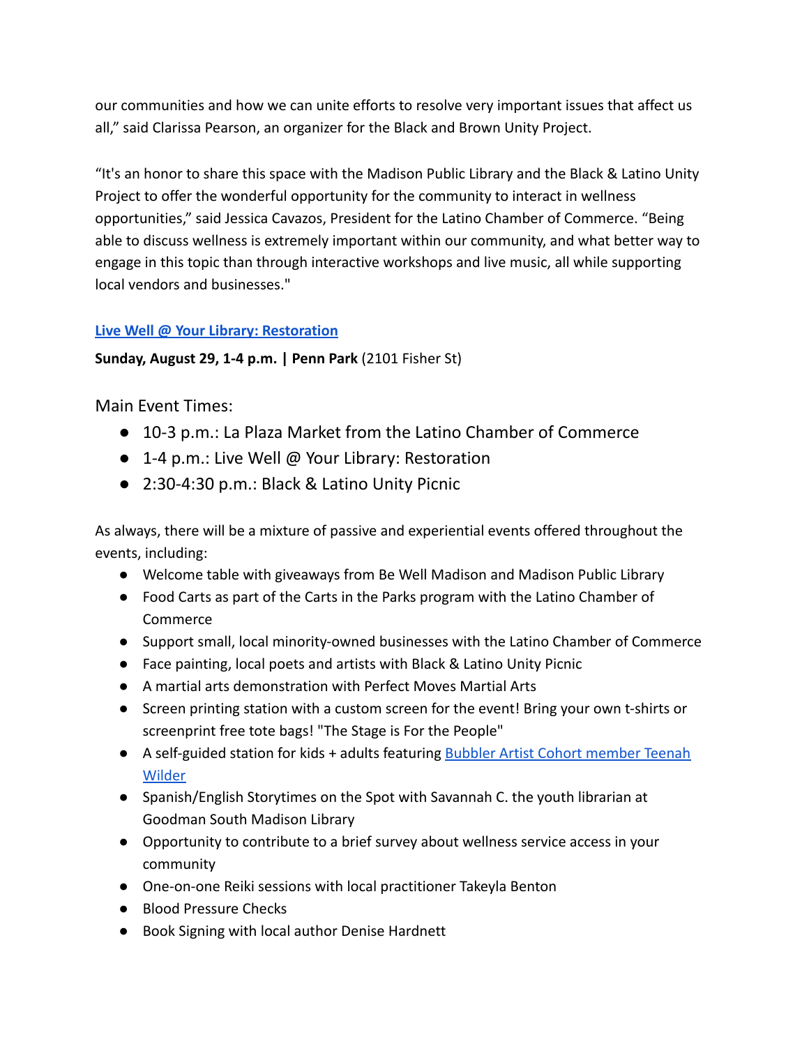our communities and how we can unite efforts to resolve very important issues that affect us all," said Clarissa Pearson, an organizer for the Black and Brown Unity Project.

"It's an honor to share this space with the Madison Public Library and the Black & Latino Unity Project to offer the wonderful opportunity for the community to interact in wellness opportunities," said Jessica Cavazos, President for the Latino Chamber of Commerce. "Being able to discuss wellness is extremely important within our community, and what better way to engage in this topic than through interactive workshops and live music, all while supporting local vendors and businesses."

**Live Well @ Your Library: Restoration**

**Sunday, August 29, 1-4 p.m. | Penn Park** (2101 Fisher St)

Main Event Times:

- 10-3 p.m.: La Plaza Market from the Latino Chamber of Commerce
- 1-4 p.m.: Live Well @ Your Library: Restoration
- 2:30-4:30 p.m.: Black & Latino Unity Picnic

As always, there will be a mixture of passive and experiential events offered throughout the events, including:

- Welcome table with giveaways from Be Well Madison and Madison Public Library
- Food Carts as part of the Carts in the Parks program with the Latino Chamber of Commerce
- Support small, local minority-owned businesses with the Latino Chamber of Commerce
- Face painting, local poets and artists with Black & Latino Unity Picnic
- A martial arts demonstration with Perfect Moves Martial Arts
- Screen printing station with a custom screen for the event! Bring your own t-shirts or screenprint free tote bags! "The Stage is For the People"
- A self-guided station for kids + adults featuring Bubbler Artist Cohort member Teenah Wilder
- Spanish/English Storytimes on the Spot with Savannah C. the youth librarian at Goodman South Madison Library
- Opportunity to contribute to a brief survey about wellness service access in your community
- One-on-one Reiki sessions with local practitioner Takeyla Benton
- Blood Pressure Checks
- Book Signing with local author Denise Hardnett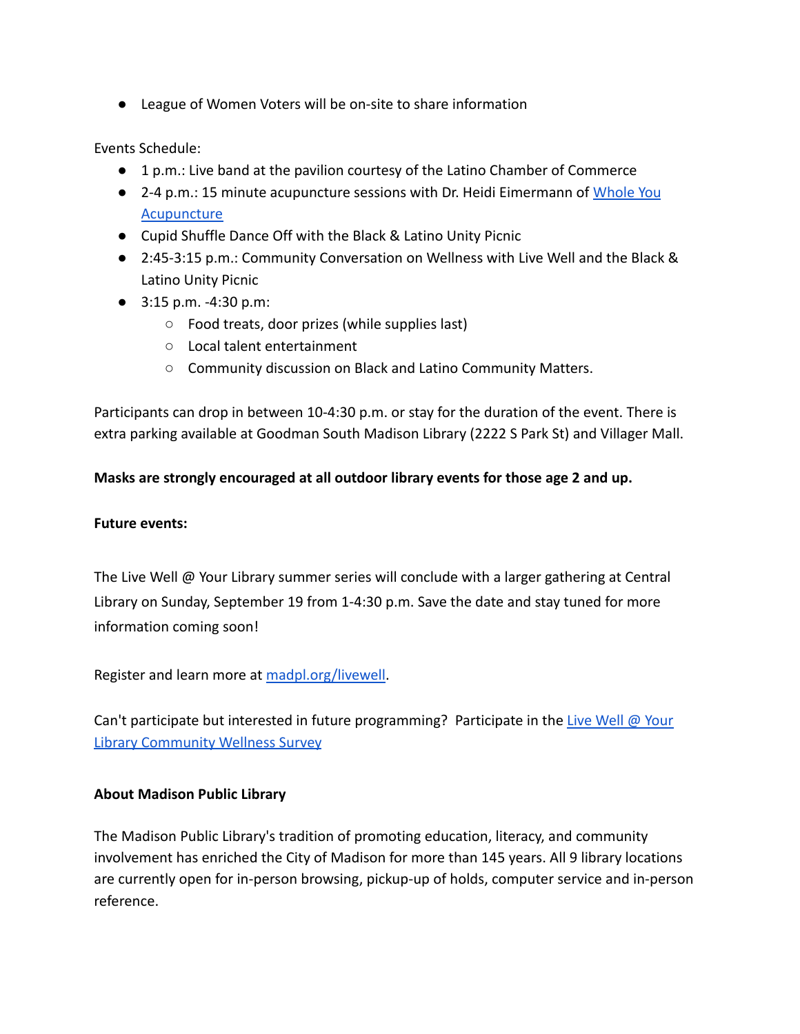- League of Women Voters will be on-site to share information

Events Schedule:

- 1 p.m.: Live band at the pavilion courtesy of the Latino Chamber of Commerce
- 2-4 p.m.: 15 minute acupuncture sessions with Dr. Heidi Eimermann of [Whole You Acupuncture]
- Cupid Shuffle Dance Off with the Black & Latino Unity Picnic
- 2:45-3:15 p.m.: Community Conversation on Wellness with Live Well and the Black & Latino Unity Picnic
- 3:15 p.m. -4:30 p.m:
  - Food treats, door prizes (while supplies last)
  - Local talent entertainment
  - Community discussion on Black and Latino Community Matters.

Participants can drop in between 10-4:30 p.m. or stay for the duration of the event. There is extra parking available at Goodman South Madison Library (2222 S Park St) and Villager Mall.

**Masks are strongly encouraged at all outdoor library events for those age 2 and up.**

**Future events:**

The Live Well @ Your Library summer series will conclude with a larger gathering at Central Library on Sunday, September 19 from 1-4:30 p.m. Save the date and stay tuned for more information coming soon!

Register and learn more at madpl.org/livewell.

Can't participate but interested in future programming? Participate in the Live Well @ Your Library Community Wellness Survey

**About Madison Public Library**

The Madison Public Library's tradition of promoting education, literacy, and community involvement has enriched the City of Madison for more than 145 years. All 9 library locations are currently open for in-person browsing, pickup-up of holds, computer service and in-person reference.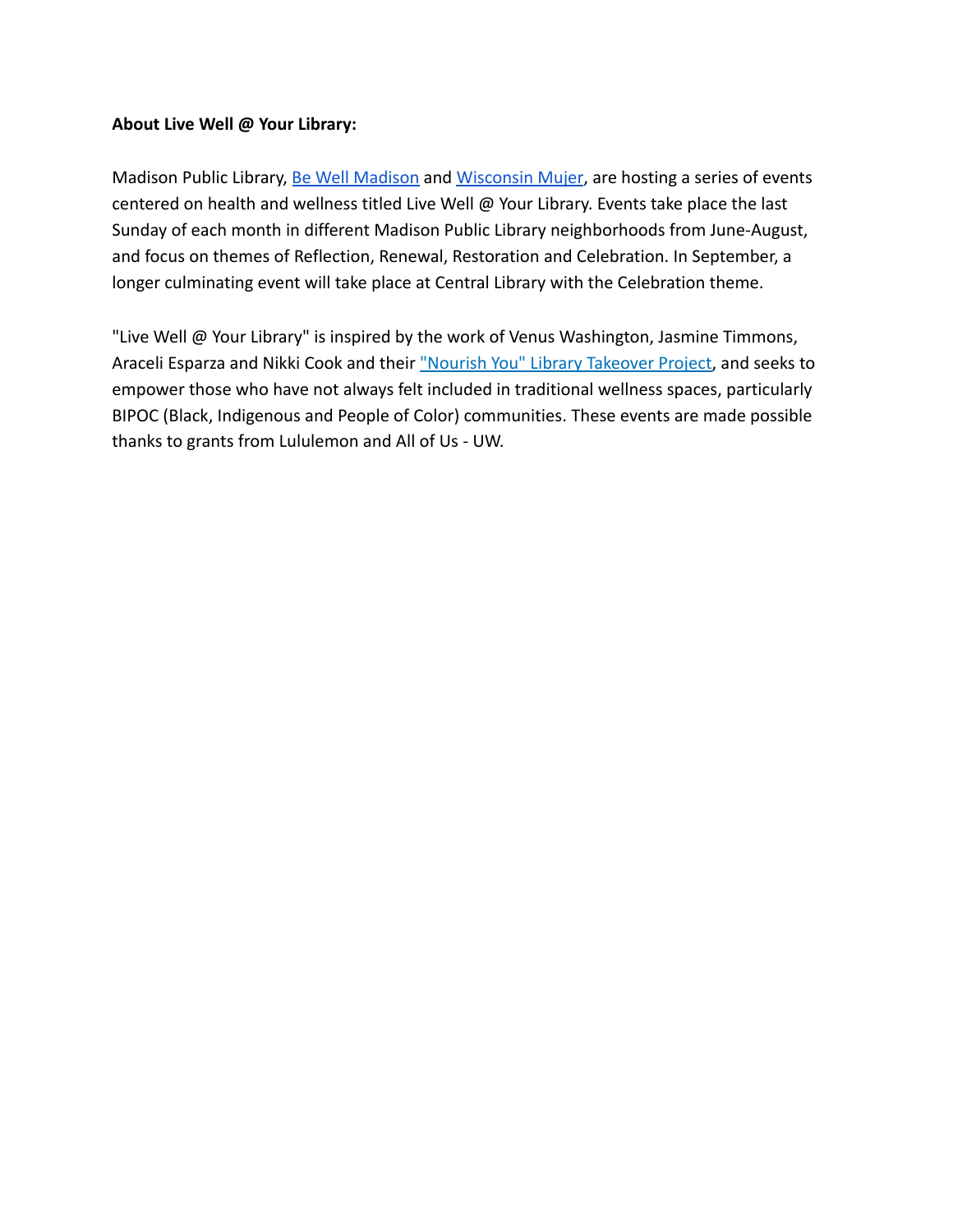**About Live Well @ Your Library:**

Madison Public Library, Be Well Madison and Wisconsin Mujer, are hosting a series of events centered on health and wellness titled Live Well @ Your Library. Events take place the last Sunday of each month in different Madison Public Library neighborhoods from June-August, and focus on themes of Reflection, Renewal, Restoration and Celebration. In September, a longer culminating event will take place at Central Library with the Celebration theme.

"Live Well @ Your Library" is inspired by the work of Venus Washington, Jasmine Timmons, Araceli Esparza and Nikki Cook and their "Nourish You" Library Takeover Project, and seeks to empower those who have not always felt included in traditional wellness spaces, particularly BIPOC (Black, Indigenous and People of Color) communities. These events are made possible thanks to grants from Lululemon and All of Us - UW.